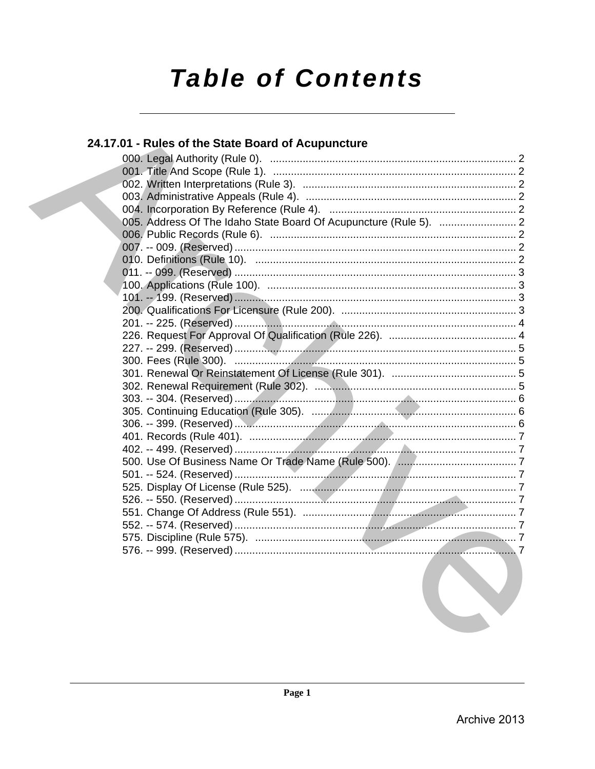# Table of Contents

## 24.17.01 - Rules of the State Board of Acupuncture

000. Legal Authority (Rule 0). .................................................................................... 2
001. Title And Scope (Rule 1). .................................................................................... 2
002. Written Interpretations (Rule 3). ........................................................................ 2
003. Administrative Appeals (Rule 4). ....................................................................... 2
004. Incorporation By Reference (Rule 4). ............................................................... 2
005. Address Of The Idaho State Board Of Acupuncture (Rule 5). .......................... 2
006. Public Records (Rule 6). .................................................................................... 2
007. -- 009. (Reserved) ............................................................................................... 2
010. Definitions (Rule 10). ........................................................................................ 2
011. -- 099. (Reserved) ............................................................................................... 3
100. Applications (Rule 100). .................................................................................... 3
101. -- 199. (Reserved) ............................................................................................... 3
200. Qualifications For Licensure (Rule 200). ........................................................... 3
201. -- 225. (Reserved) ............................................................................................... 4
226. Request For Approval Of Qualification (Rule 226). ........................................... 4
227. -- 299. (Reserved) ............................................................................................... 5
300. Fees (Rule 300). ................................................................................................ 5
301. Renewal Or Reinstatement Of License (Rule 301). .......................................... 5
302. Renewal Requirement (Rule 302). .................................................................... 5
303. -- 304. (Reserved) ............................................................................................... 6
305. Continuing Education (Rule 305). ..................................................................... 6
306. -- 399. (Reserved) ............................................................................................... 6
401. Records (Rule 401). ........................................................................................... 7
402. -- 499. (Reserved) ............................................................................................... 7
500. Use Of Business Name Or Trade Name (Rule 500). ........................................ 7
501. -- 524. (Reserved) ............................................................................................... 7
525. Display Of License (Rule 525). ......................................................................... 7
526. -- 550. (Reserved) ............................................................................................... 7
551. Change Of Address (Rule 551). ........................................................................ 7
552. -- 574. (Reserved) ............................................................................................... 7
575. Discipline (Rule 575). ........................................................................................ 7
576. -- 999. (Reserved) ............................................................................................... 7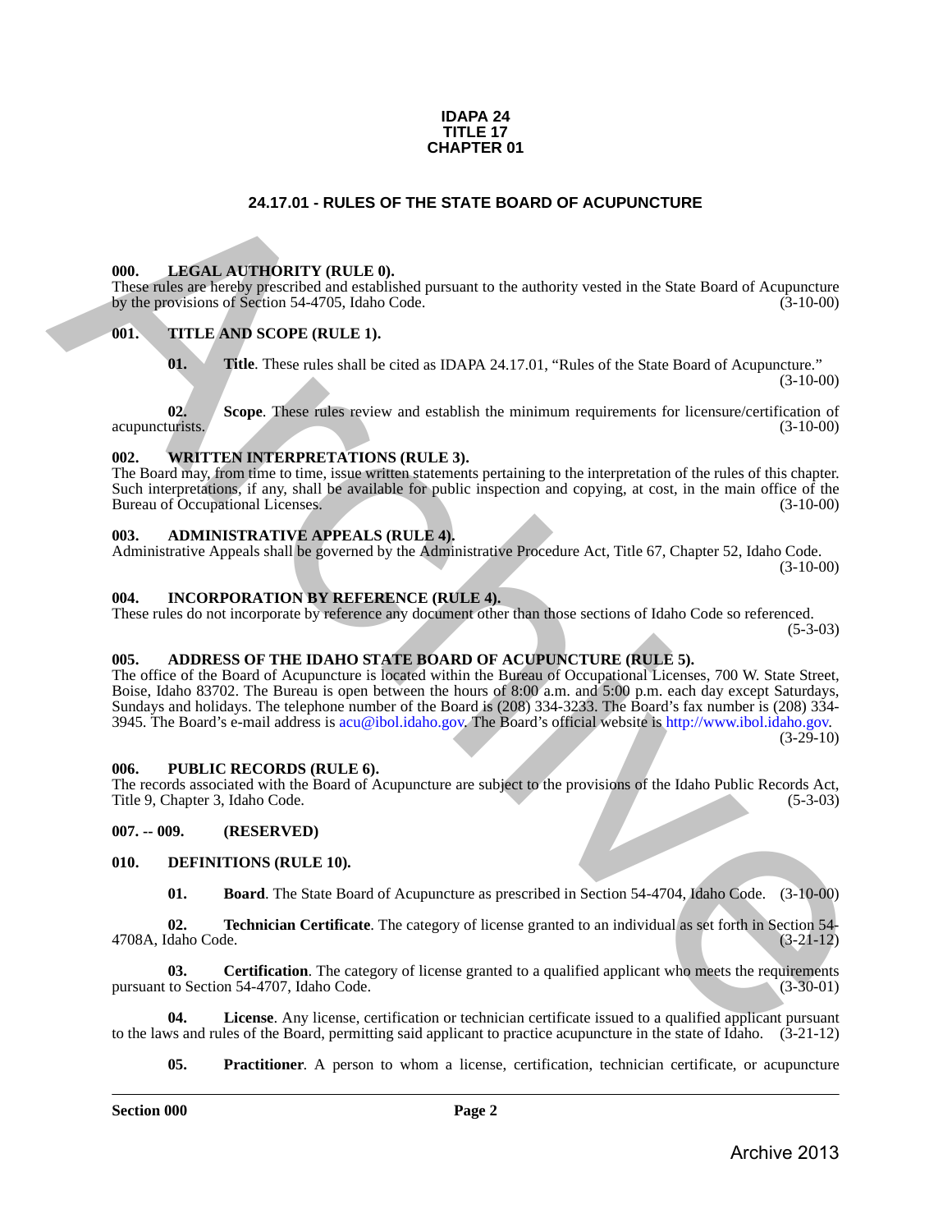# IDAPA 24
# TITLE 17
# CHAPTER 01

## 24.17.01 - RULES OF THE STATE BOARD OF ACUPUNCTURE

**000. LEGAL AUTHORITY (RULE 0).**
These rules are hereby prescribed and established pursuant to the authority vested in the State Board of Acupuncture by the provisions of Section 54-4705, Idaho Code. (3-10-00)

**001. TITLE AND SCOPE (RULE 1).**

**01. Title**. These rules shall be cited as IDAPA 24.17.01, "Rules of the State Board of Acupuncture." (3-10-00)

**02. Scope**. These rules review and establish the minimum requirements for licensure/certification of acupuncturists. (3-10-00)

**002. WRITTEN INTERPRETATIONS (RULE 3).**
The Board may, from time to time, issue written statements pertaining to the interpretation of the rules of this chapter. Such interpretations, if any, shall be available for public inspection and copying, at cost, in the main office of the Bureau of Occupational Licenses. (3-10-00)

**003. ADMINISTRATIVE APPEALS (RULE 4).**
Administrative Appeals shall be governed by the Administrative Procedure Act, Title 67, Chapter 52, Idaho Code. (3-10-00)

**004. INCORPORATION BY REFERENCE (RULE 4).**
These rules do not incorporate by reference any document other than those sections of Idaho Code so referenced. (5-3-03)

**005. ADDRESS OF THE IDAHO STATE BOARD OF ACUPUNCTURE (RULE 5).**
The office of the Board of Acupuncture is located within the Bureau of Occupational Licenses, 700 W. State Street, Boise, Idaho 83702. The Bureau is open between the hours of 8:00 a.m. and 5:00 p.m. each day except Saturdays, Sundays and holidays. The telephone number of the Board is (208) 334-3233. The Board's fax number is (208) 334-3945. The Board's e-mail address is acu@ibol.idaho.gov. The Board's official website is http://www.ibol.idaho.gov. (3-29-10)

**006. PUBLIC RECORDS (RULE 6).**
The records associated with the Board of Acupuncture are subject to the provisions of the Idaho Public Records Act, Title 9, Chapter 3, Idaho Code. (5-3-03)

**007. -- 009. (RESERVED)**

**010. DEFINITIONS (RULE 10).**

**01. Board**. The State Board of Acupuncture as prescribed in Section 54-4704, Idaho Code. (3-10-00)

**02. Technician Certificate**. The category of license granted to an individual as set forth in Section 54-4708A, Idaho Code. (3-21-12)

**03. Certification**. The category of license granted to a qualified applicant who meets the requirements pursuant to Section 54-4707, Idaho Code. (3-30-01)

**04. License**. Any license, certification or technician certificate issued to a qualified applicant pursuant to the laws and rules of the Board, permitting said applicant to practice acupuncture in the state of Idaho. (3-21-12)

**05. Practitioner**. A person to whom a license, certification, technician certificate, or acupuncture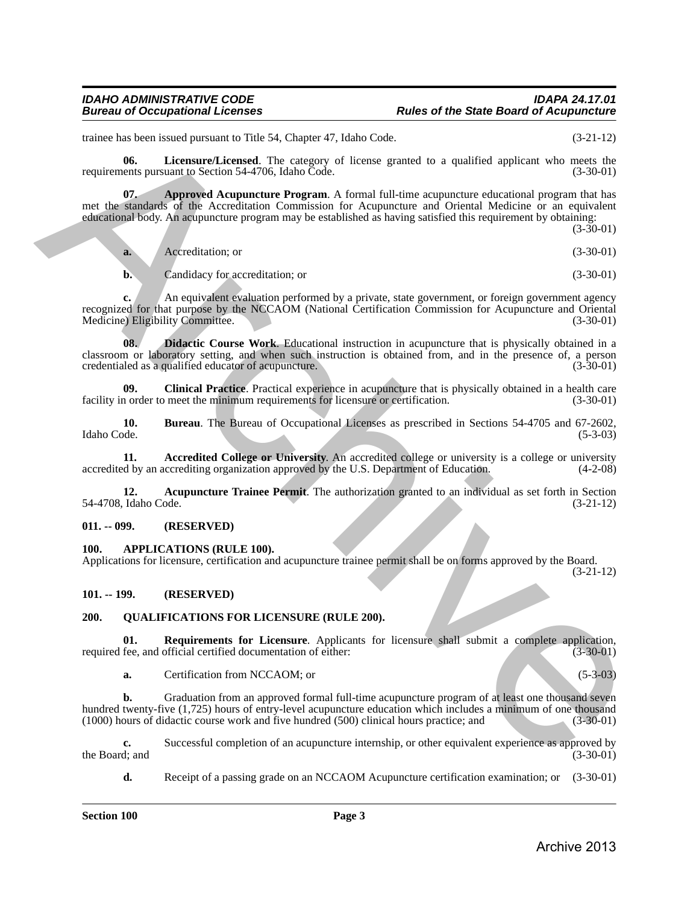trainee has been issued pursuant to Title 54, Chapter 47, Idaho Code. (3-21-12)

**06. Licensure/Licensed**. The category of license granted to a qualified applicant who meets the requirements pursuant to Section 54-4706, Idaho Code. (3-30-01)

**07. Approved Acupuncture Program**. A formal full-time acupuncture educational program that has met the standards of the Accreditation Commission for Acupuncture and Oriental Medicine or an equivalent educational body. An acupuncture program may be established as having satisfied this requirement by obtaining: (3-30-01)

**a.** Accreditation; or (3-30-01)

**b.** Candidacy for accreditation; or (3-30-01)

**c.** An equivalent evaluation performed by a private, state government, or foreign government agency recognized for that purpose by the NCCAOM (National Certification Commission for Acupuncture and Oriental Medicine) Eligibility Committee. (3-30-01)

**08. Didactic Course Work**. Educational instruction in acupuncture that is physically obtained in a classroom or laboratory setting, and when such instruction is obtained from, and in the presence of, a person credentialed as a qualified educator of acupuncture. (3-30-01)

**09. Clinical Practice**. Practical experience in acupuncture that is physically obtained in a health care facility in order to meet the minimum requirements for licensure or certification. (3-30-01)

**10. Bureau**. The Bureau of Occupational Licenses as prescribed in Sections 54-4705 and 67-2602, Idaho Code. (5-3-03)

**11. Accredited College or University**. An accredited college or university is a college or university accredited by an accrediting organization approved by the U.S. Department of Education. (4-2-08)

**12. Acupuncture Trainee Permit**. The authorization granted to an individual as set forth in Section 54-4708, Idaho Code. (3-21-12)

**011. -- 099. (RESERVED)**

**100. APPLICATIONS (RULE 100).**

Applications for licensure, certification and acupuncture trainee permit shall be on forms approved by the Board. (3-21-12)

**101. -- 199. (RESERVED)**

**200. QUALIFICATIONS FOR LICENSURE (RULE 200).**

**01. Requirements for Licensure**. Applicants for licensure shall submit a complete application, required fee, and official certified documentation of either: (3-30-01)

**a.** Certification from NCCAOM; or (5-3-03)

**b.** Graduation from an approved formal full-time acupuncture program of at least one thousand seven hundred twenty-five (1,725) hours of entry-level acupuncture education which includes a minimum of one thousand (1000) hours of didactic course work and five hundred (500) clinical hours practice; and (3-30-01)

**c.** Successful completion of an acupuncture internship, or other equivalent experience as approved by the Board; and (3-30-01)

**d.** Receipt of a passing grade on an NCCAOM Acupuncture certification examination; or (3-30-01)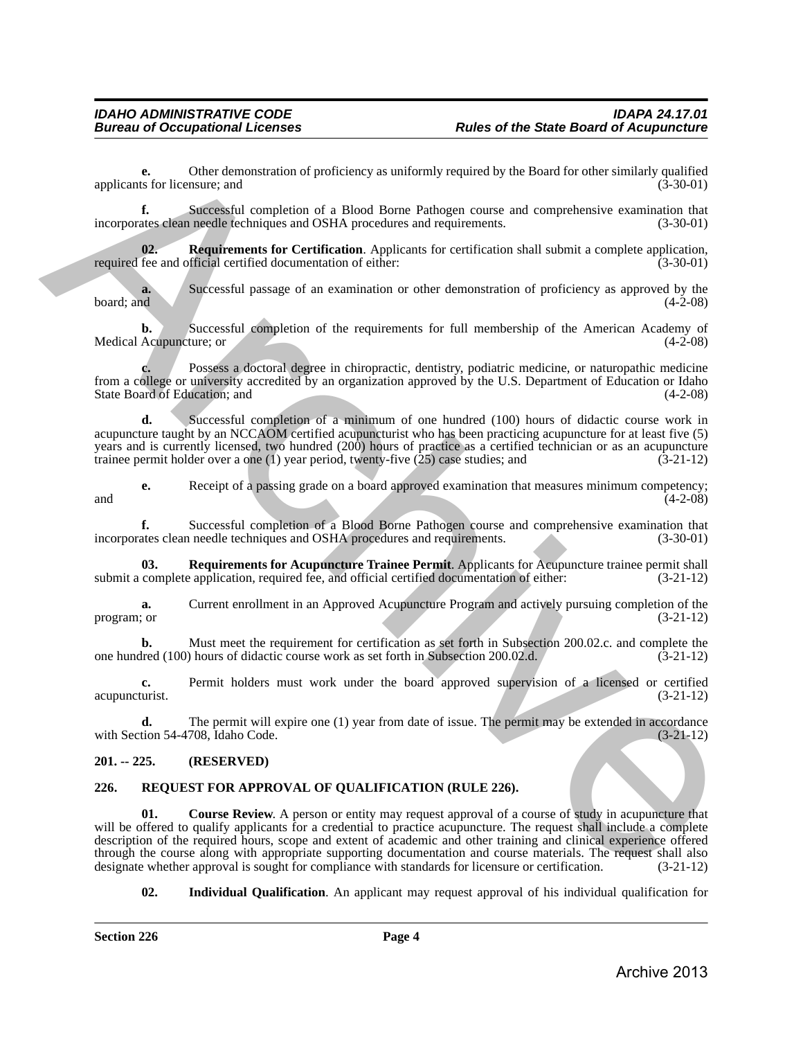**e.** Other demonstration of proficiency as uniformly required by the Board for other similarly qualified applicants for licensure; and (3-30-01)

**f.** Successful completion of a Blood Borne Pathogen course and comprehensive examination that incorporates clean needle techniques and OSHA procedures and requirements. (3-30-01)

**02. Requirements for Certification**. Applicants for certification shall submit a complete application, required fee and official certified documentation of either: (3-30-01)

**a.** Successful passage of an examination or other demonstration of proficiency as approved by the board; and (4-2-08)

**b.** Successful completion of the requirements for full membership of the American Academy of Medical Acupuncture; or (4-2-08)

**c.** Possess a doctoral degree in chiropractic, dentistry, podiatric medicine, or naturopathic medicine from a college or university accredited by an organization approved by the U.S. Department of Education or Idaho State Board of Education; and (4-2-08)

**d.** Successful completion of a minimum of one hundred (100) hours of didactic course work in acupuncture taught by an NCCAOM certified acupuncturist who has been practicing acupuncture for at least five (5) years and is currently licensed, two hundred (200) hours of practice as a certified technician or as an acupuncture trainee permit holder over a one (1) year period, twenty-five (25) case studies; and (3-21-12)

**e.** Receipt of a passing grade on a board approved examination that measures minimum competency; and (4-2-08)

**f.** Successful completion of a Blood Borne Pathogen course and comprehensive examination that incorporates clean needle techniques and OSHA procedures and requirements. (3-30-01)

**03. Requirements for Acupuncture Trainee Permit**. Applicants for Acupuncture trainee permit shall submit a complete application, required fee, and official certified documentation of either: (3-21-12)

**a.** Current enrollment in an Approved Acupuncture Program and actively pursuing completion of the program; or (3-21-12)

**b.** Must meet the requirement for certification as set forth in Subsection 200.02.c. and complete the one hundred (100) hours of didactic course work as set forth in Subsection 200.02.d. (3-21-12)

**c.** Permit holders must work under the board approved supervision of a licensed or certified acupuncturist. (3-21-12)

**d.** The permit will expire one (1) year from date of issue. The permit may be extended in accordance with Section 54-4708, Idaho Code. (3-21-12)

**201. -- 225. (RESERVED)**

**226. REQUEST FOR APPROVAL OF QUALIFICATION (RULE 226).**

**01. Course Review**. A person or entity may request approval of a course of study in acupuncture that will be offered to qualify applicants for a credential to practice acupuncture. The request shall include a complete description of the required hours, scope and extent of academic and other training and clinical experience offered through the course along with appropriate supporting documentation and course materials. The request shall also designate whether approval is sought for compliance with standards for licensure or certification. (3-21-12)

**02. Individual Qualification**. An applicant may request approval of his individual qualification for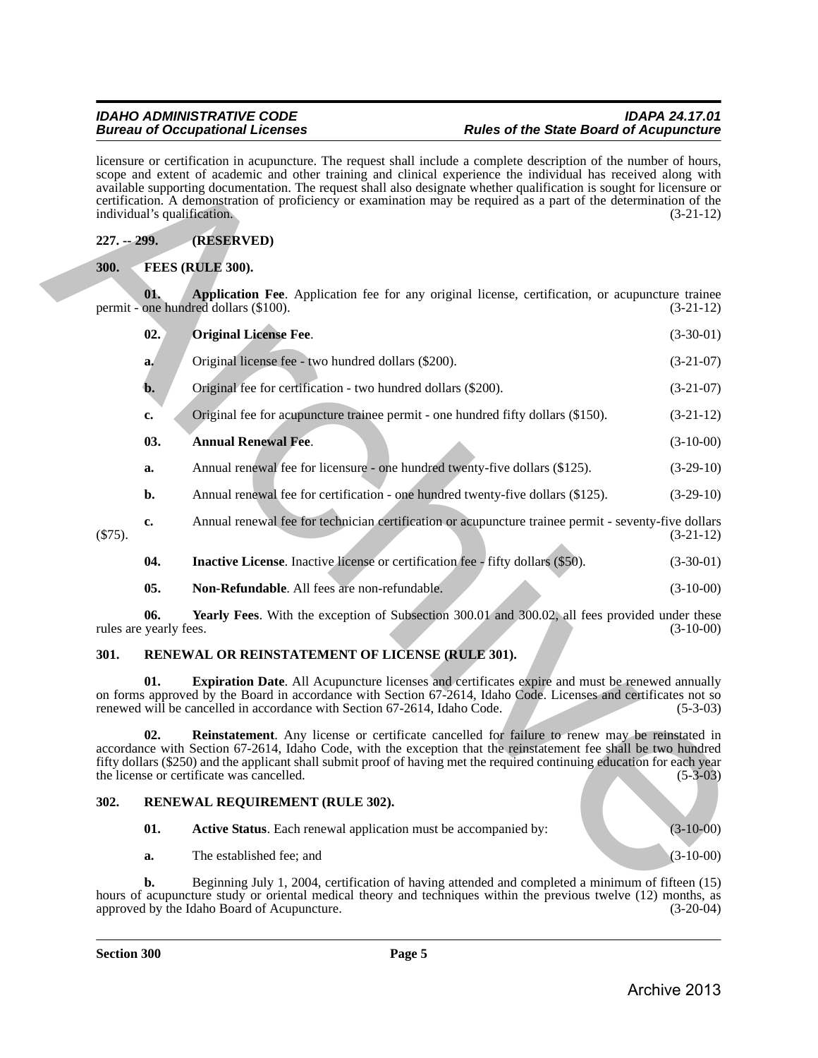licensure or certification in acupuncture. The request shall include a complete description of the number of hours, scope and extent of academic and other training and clinical experience the individual has received along with available supporting documentation. The request shall also designate whether qualification is sought for licensure or certification. A demonstration of proficiency or examination may be required as a part of the determination of the individual's qualification. (3-21-12)

## 227. -- 299. (RESERVED)

## 300. FEES (RULE 300).

**01. Application Fee**. Application fee for any original license, certification, or acupuncture trainee permit - one hundred dollars ($100). (3-21-12)

**02. Original License Fee**. (3-30-01)

a. Original license fee - two hundred dollars ($200). (3-21-07)

b. Original fee for certification - two hundred dollars ($200). (3-21-07)

c. Original fee for acupuncture trainee permit - one hundred fifty dollars ($150). (3-21-12)

**03. Annual Renewal Fee**. (3-10-00)

a. Annual renewal fee for licensure - one hundred twenty-five dollars ($125). (3-29-10)

b. Annual renewal fee for certification - one hundred twenty-five dollars ($125). (3-29-10)

c. Annual renewal fee for technician certification or acupuncture trainee permit - seventy-five dollars ($75). (3-21-12)

**04. Inactive License**. Inactive license or certification fee - fifty dollars ($50). (3-30-01)

**05. Non-Refundable**. All fees are non-refundable. (3-10-00)

**06. Yearly Fees**. With the exception of Subsection 300.01 and 300.02, all fees provided under these rules are yearly fees. (3-10-00)

## 301. RENEWAL OR REINSTATEMENT OF LICENSE (RULE 301).

**01. Expiration Date**. All Acupuncture licenses and certificates expire and must be renewed annually on forms approved by the Board in accordance with Section 67-2614, Idaho Code. Licenses and certificates not so renewed will be cancelled in accordance with Section 67-2614, Idaho Code. (5-3-03)

**02. Reinstatement**. Any license or certificate cancelled for failure to renew may be reinstated in accordance with Section 67-2614, Idaho Code, with the exception that the reinstatement fee shall be two hundred fifty dollars ($250) and the applicant shall submit proof of having met the required continuing education for each year the license or certificate was cancelled. (5-3-03)

## 302. RENEWAL REQUIREMENT (RULE 302).

**01. Active Status**. Each renewal application must be accompanied by: (3-10-00)

a. The established fee; and (3-10-00)

b. Beginning July 1, 2004, certification of having attended and completed a minimum of fifteen (15) hours of acupuncture study or oriental medical theory and techniques within the previous twelve (12) months, as approved by the Idaho Board of Acupuncture. (3-20-04)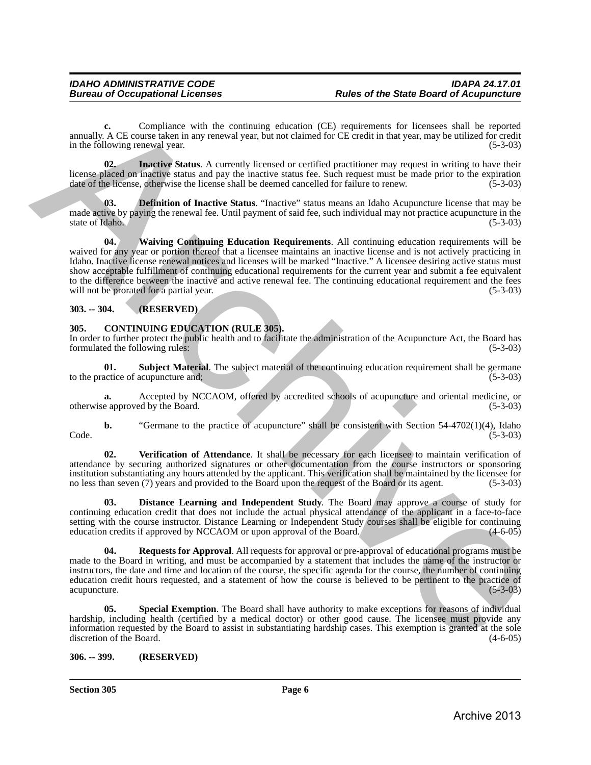**c.** Compliance with the continuing education (CE) requirements for licensees shall be reported annually. A CE course taken in any renewal year, but not claimed for CE credit in that year, may be utilized for credit in the following renewal year. (5-3-03)

**02. Inactive Status**. A currently licensed or certified practitioner may request in writing to have their license placed on inactive status and pay the inactive status fee. Such request must be made prior to the expiration date of the license, otherwise the license shall be deemed cancelled for failure to renew. (5-3-03)

**03. Definition of Inactive Status**. "Inactive" status means an Idaho Acupuncture license that may be made active by paying the renewal fee. Until payment of said fee, such individual may not practice acupuncture in the state of Idaho. (5-3-03)

**04. Waiving Continuing Education Requirements**. All continuing education requirements will be waived for any year or portion thereof that a licensee maintains an inactive license and is not actively practicing in Idaho. Inactive license renewal notices and licenses will be marked "Inactive." A licensee desiring active status must show acceptable fulfillment of continuing educational requirements for the current year and submit a fee equivalent to the difference between the inactive and active renewal fee. The continuing educational requirement and the fees will not be prorated for a partial year. (5-3-03)

**303. -- 304. (RESERVED)**

**305. CONTINUING EDUCATION (RULE 305).**

In order to further protect the public health and to facilitate the administration of the Acupuncture Act, the Board has formulated the following rules: (5-3-03)

**01. Subject Material**. The subject material of the continuing education requirement shall be germane to the practice of acupuncture and; (5-3-03)

**a.** Accepted by NCCAOM, offered by accredited schools of acupuncture and oriental medicine, or otherwise approved by the Board. (5-3-03)

**b.** "Germane to the practice of acupuncture" shall be consistent with Section 54-4702(1)(4), Idaho Code. (5-3-03)

**02. Verification of Attendance**. It shall be necessary for each licensee to maintain verification of attendance by securing authorized signatures or other documentation from the course instructors or sponsoring institution substantiating any hours attended by the applicant. This verification shall be maintained by the licensee for no less than seven (7) years and provided to the Board upon the request of the Board or its agent. (5-3-03)

**03. Distance Learning and Independent Study**. The Board may approve a course of study for continuing education credit that does not include the actual physical attendance of the applicant in a face-to-face setting with the course instructor. Distance Learning or Independent Study courses shall be eligible for continuing education credits if approved by NCCAOM or upon approval of the Board. (4-6-05)

**04. Requests for Approval**. All requests for approval or pre-approval of educational programs must be made to the Board in writing, and must be accompanied by a statement that includes the name of the instructor or instructors, the date and time and location of the course, the specific agenda for the course, the number of continuing education credit hours requested, and a statement of how the course is believed to be pertinent to the practice of acupuncture. (5-3-03)

**05. Special Exemption**. The Board shall have authority to make exceptions for reasons of individual hardship, including health (certified by a medical doctor) or other good cause. The licensee must provide any information requested by the Board to assist in substantiating hardship cases. This exemption is granted at the sole discretion of the Board. (4-6-05)

**306. -- 399. (RESERVED)**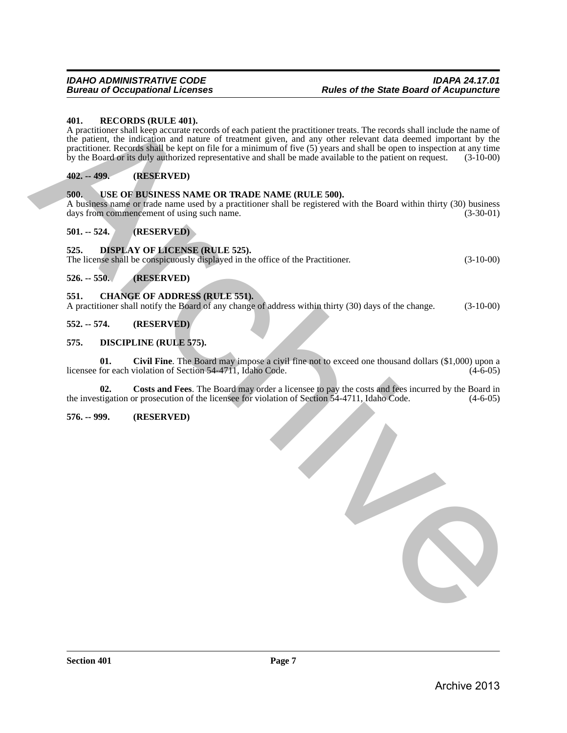**401. RECORDS (RULE 401).**

A practitioner shall keep accurate records of each patient the practitioner treats. The records shall include the name of the patient, the indication and nature of treatment given, and any other relevant data deemed important by the practitioner. Records shall be kept on file for a minimum of five (5) years and shall be open to inspection at any time by the Board or its duly authorized representative and shall be made available to the patient on request. (3-10-00)

**402. -- 499. (RESERVED)**

**500. USE OF BUSINESS NAME OR TRADE NAME (RULE 500).**

A business name or trade name used by a practitioner shall be registered with the Board within thirty (30) business days from commencement of using such name. (3-30-01)

**501. -- 524. (RESERVED)**

**525. DISPLAY OF LICENSE (RULE 525).**

The license shall be conspicuously displayed in the office of the Practitioner. (3-10-00)

**526. -- 550. (RESERVED)**

**551. CHANGE OF ADDRESS (RULE 551).**

A practitioner shall notify the Board of any change of address within thirty (30) days of the change. (3-10-00)

**552. -- 574. (RESERVED)**

**575. DISCIPLINE (RULE 575).**

**01. Civil Fine**. The Board may impose a civil fine not to exceed one thousand dollars ($1,000) upon a licensee for each violation of Section 54-4711, Idaho Code. (4-6-05)

**02. Costs and Fees**. The Board may order a licensee to pay the costs and fees incurred by the Board in the investigation or prosecution of the licensee for violation of Section 54-4711, Idaho Code. (4-6-05)

**576. -- 999. (RESERVED)**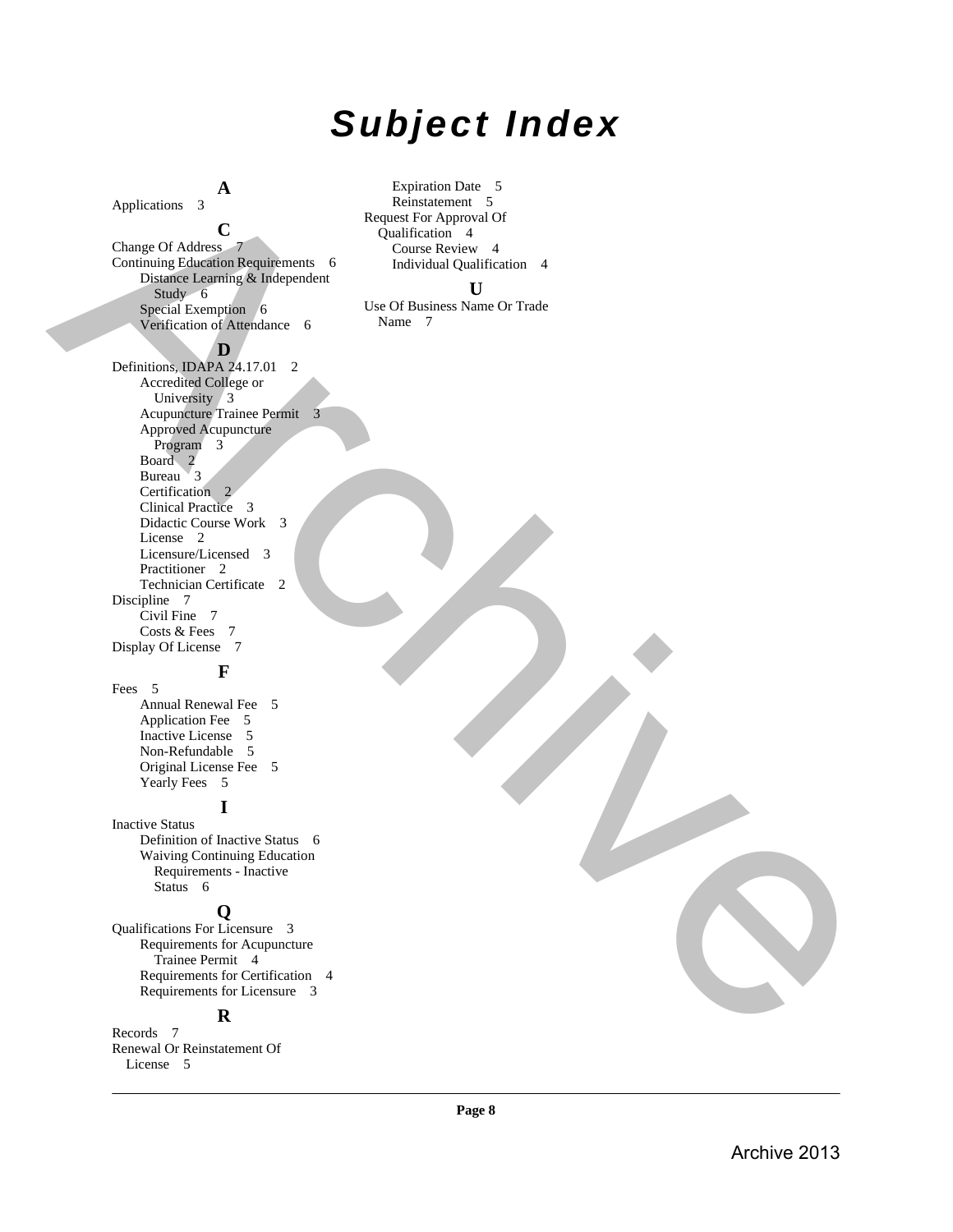# Subject Index

**A**

Applications 3

**C**

Change Of Address 7
Continuing Education Requirements 6
- Distance Learning & Independent Study 6
- Special Exemption 6
- Verification of Attendance 6

**D**

Definitions, IDAPA 24.17.01 2
- Accredited College or University 3
- Acupuncture Trainee Permit 3
- Approved Acupuncture Program 3
- Board 2
- Bureau 3
- Certification 2
- Clinical Practice 3
- Didactic Course Work 3
- License 2
- Licensure/Licensed 3
- Practitioner 2
- Technician Certificate 2

Discipline 7
- Civil Fine 7
- Costs & Fees 7

Display Of License 7

**F**

Fees 5
- Annual Renewal Fee 5
- Application Fee 5
- Inactive License 5
- Non-Refundable 5
- Original License Fee 5
- Yearly Fees 5

**I**

Inactive Status
- Definition of Inactive Status 6
- Waiving Continuing Education Requirements - Inactive Status 6

**Q**

Qualifications For Licensure 3
- Requirements for Acupuncture Trainee Permit 4
- Requirements for Certification 4
- Requirements for Licensure 3

**R**

Records 7
Renewal Or Reinstatement Of License 5
- Expiration Date 5
- Reinstatement 5

Request For Approval Of Qualification 4
- Course Review 4
- Individual Qualification 4

**U**

Use Of Business Name Or Trade Name 7